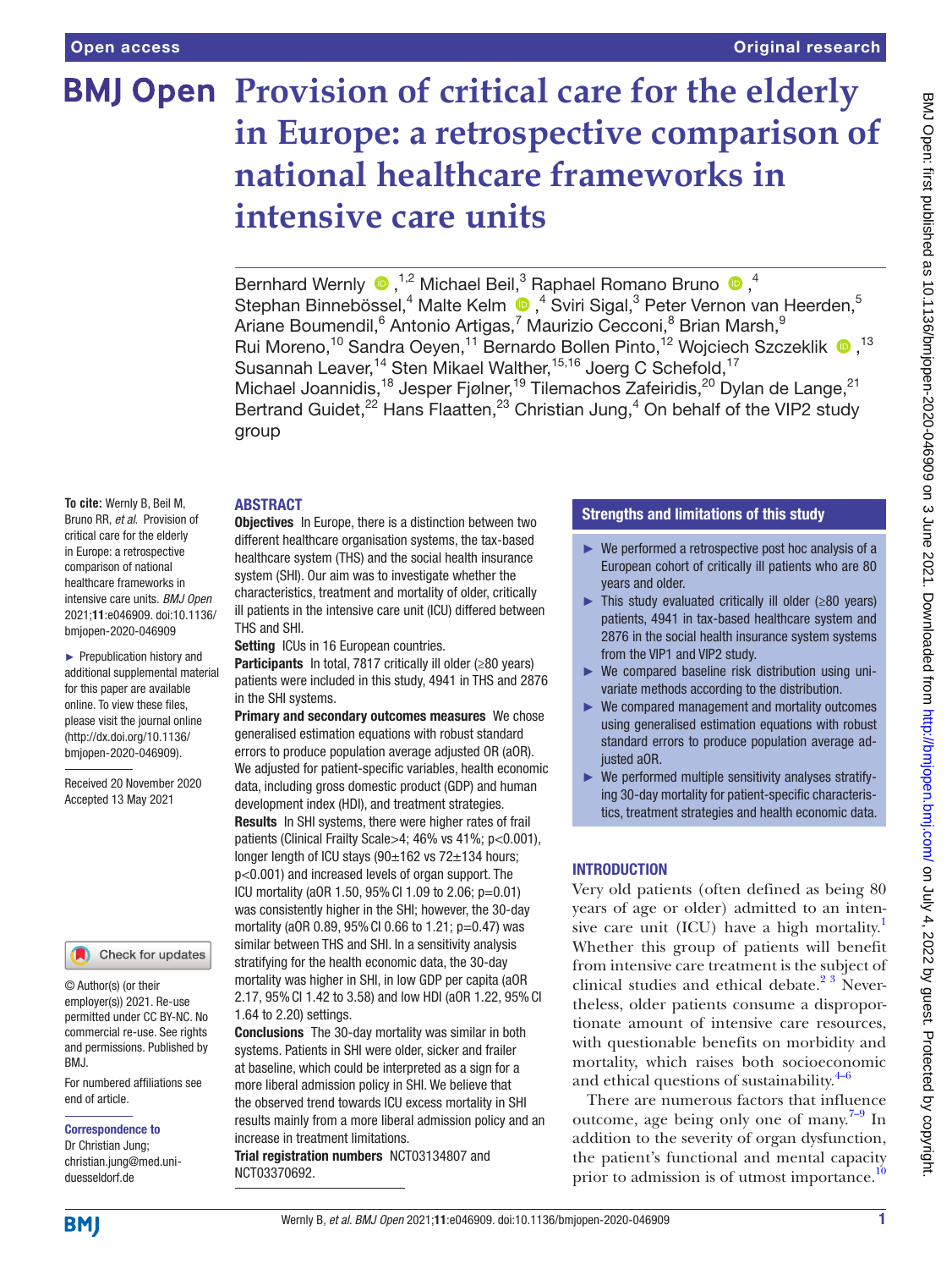Open access | Original research

# Provision of critical care for the elderly in Europe: a retrospective comparison of national healthcare frameworks in intensive care units

Bernhard Wernly [1,2], Michael Beil,[3] Raphael Romano Bruno [4], Stephan Binneböÿel,[4] Malte Kelm [4], Sviri Sigal,[3] Peter Vernon van Heerden,[5] Ariane Boumendil,[6] Antonio Artigas,[7] Maurizio Cecconi,[8] Brian Marsh,[9] Rui Moreno,[10] Sandra Oeyen,[11] Bernardo Bollen Pinto,[12] Wojciech Szczeklik [13], Susannah Leaver,[14] Sten Mikael Walther,[15,16] Joerg C Schefold,[17] Michael Joannidis,[18] Jesper Fjølner,[19] Tilemachos Zafeiridis,[20] Dylan de Lange,[21] Bertrand Guidet,[22] Hans Flaatten,[23] Christian Jung,[4] On behalf of the VIP2 study group

**To cite:** Wernly B, Beil M, Bruno RR, *et al*. Provision of critical care for the elderly in Europe: a retrospective comparison of national healthcare frameworks in intensive care units. *BMJ Open* 2021;**11**:e046909. doi:10.1136/bmjopen-2020-046909

► Prepublication history and additional supplemental material for this paper are available online. To view these files, please visit the journal online (http://dx.doi.org/10.1136/bmjopen-2020-046909).

Received 20 November 2020
Accepted 13 May 2021

© Author(s) (or their employer(s)) 2021. Re-use permitted under CC BY-NC. No commercial re-use. See rights and permissions. Published by BMJ.

For numbered affiliations see end of article.

**Correspondence to**
Dr Christian Jung;
christian.jung@med.uni-duesseldorf.de

## ABSTRACT

**Objectives** In Europe, there is a distinction between two different healthcare organisation systems, the tax-based healthcare system (THS) and the social health insurance system (SHI). Our aim was to investigate whether the characteristics, treatment and mortality of older, critically ill patients in the intensive care unit (ICU) differed between THS and SHI.

**Setting** ICUs in 16 European countries.

**Participants** In total, 7817 critically ill older (≥80 years) patients were included in this study, 4941 in THS and 2876 in the SHI systems.

**Primary and secondary outcomes measures** We chose generalised estimation equations with robust standard errors to produce population average adjusted OR (aOR). We adjusted for patient-specific variables, health economic data, including gross domestic product (GDP) and human development index (HDI), and treatment strategies.

**Results** In SHI systems, there were higher rates of frail patients (Clinical Frailty Scale>4; 46% vs 41%; p<0.001), longer length of ICU stays (90±162 vs 72±134 hours; p<0.001) and increased levels of organ support. The ICU mortality (aOR 1.50, 95% CI 1.09 to 2.06; p=0.01) was consistently higher in the SHI; however, the 30-day mortality (aOR 0.89, 95% CI 0.66 to 1.21; p=0.47) was similar between THS and SHI. In a sensitivity analysis stratifying for the health economic data, the 30-day mortality was higher in SHI, in low GDP per capita (aOR 2.17, 95% CI 1.42 to 3.58) and low HDI (aOR 1.22, 95% CI 1.64 to 2.20) settings.

**Conclusions** The 30-day mortality was similar in both systems. Patients in SHI were older, sicker and frailer at baseline, which could be interpreted as a sign for a more liberal admission policy in SHI. We believe that the observed trend towards ICU excess mortality in SHI results mainly from a more liberal admission policy and an increase in treatment limitations.

**Trial registration numbers** NCT03134807 and NCT03370692.

## Strengths and limitations of this study

- ► We performed a retrospective post hoc analysis of a European cohort of critically ill patients who are 80 years and older.
- ► This study evaluated critically ill older (≥80 years) patients, 4941 in tax-based healthcare system and 2876 in the social health insurance system systems from the VIP1 and VIP2 study.
- ► We compared baseline risk distribution using univariate methods according to the distribution.
- ► We compared management and mortality outcomes using generalised estimation equations with robust standard errors to produce population average adjusted aOR.
- ► We performed multiple sensitivity analyses stratifying 30-day mortality for patient-specific characteristics, treatment strategies and health economic data.

## INTRODUCTION

Very old patients (often defined as being 80 years of age or older) admitted to an intensive care unit (ICU) have a high mortality.[1] Whether this group of patients will benefit from intensive care treatment is the subject of clinical studies and ethical debate.[2,3] Nevertheless, older patients consume a disproportionate amount of intensive care resources, with questionable benefits on morbidity and mortality, which raises both socioeconomic and ethical questions of sustainability.[4–6]

There are numerous factors that influence outcome, age being only one of many.[7–9] In addition to the severity of organ dysfunction, the patient's functional and mental capacity prior to admission is of utmost importance.[10]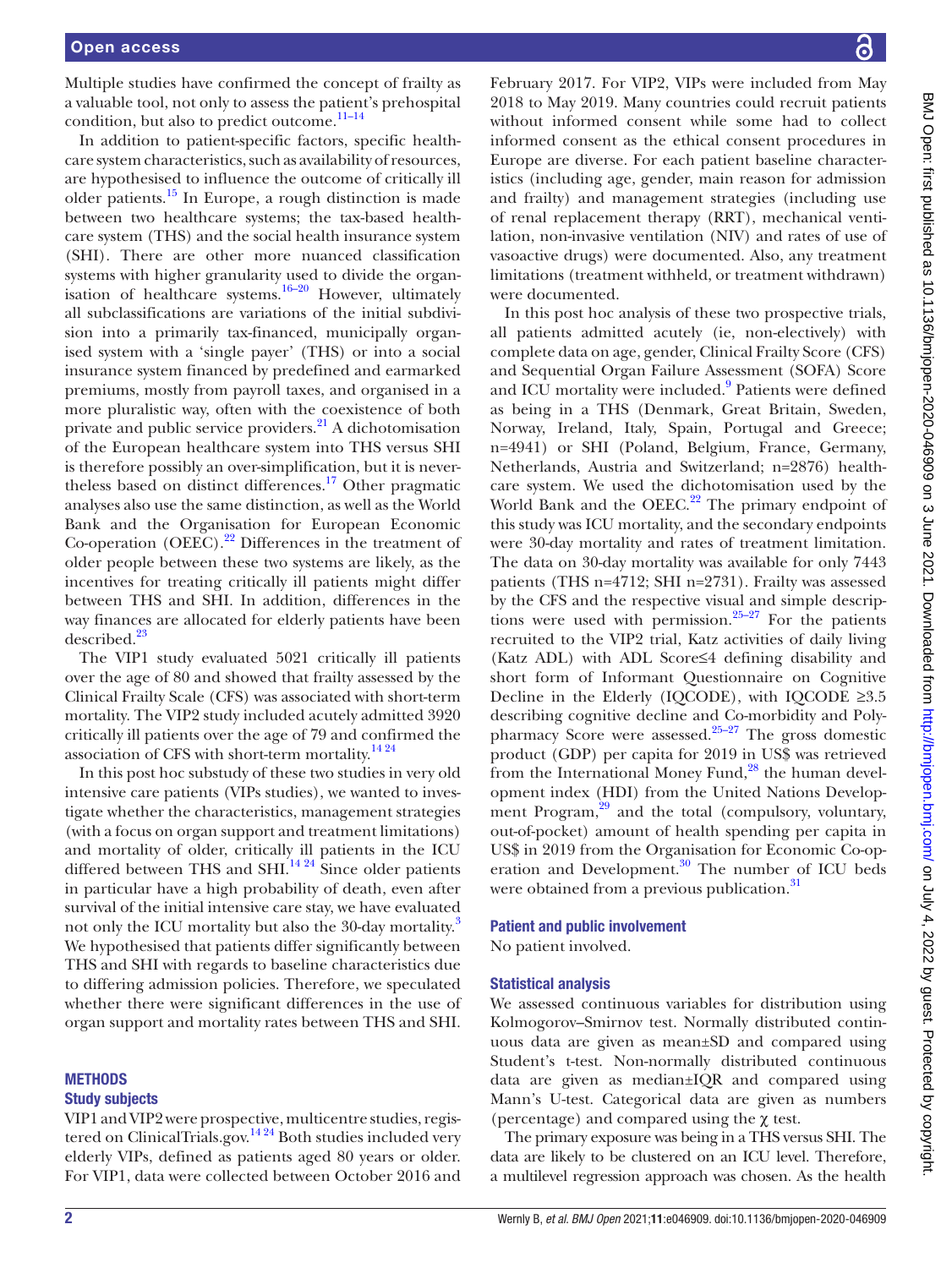Multiple studies have confirmed the concept of frailty as a valuable tool, not only to assess the patient's prehospital condition, but also to predict outcome.[11–14]

In addition to patient-specific factors, specific healthcare system characteristics, such as availability of resources, are hypothesised to influence the outcome of critically ill older patients.[15] In Europe, a rough distinction is made between two healthcare systems; the tax-based healthcare system (THS) and the social health insurance system (SHI). There are other more nuanced classification systems with higher granularity used to divide the organisation of healthcare systems.[16–20] However, ultimately all subclassifications are variations of the initial subdivision into a primarily tax-financed, municipally organised system with a 'single payer' (THS) or into a social insurance system financed by predefined and earmarked premiums, mostly from payroll taxes, and organised in a more pluralistic way, often with the coexistence of both private and public service providers.[21] A dichotomisation of the European healthcare system into THS versus SHI is therefore possibly an over-simplification, but it is nevertheless based on distinct differences.[17] Other pragmatic analyses also use the same distinction, as well as the World Bank and the Organisation for European Economic Co-operation (OEEC).[22] Differences in the treatment of older people between these two systems are likely, as the incentives for treating critically ill patients might differ between THS and SHI. In addition, differences in the way finances are allocated for elderly patients have been described.[23]

The VIP1 study evaluated 5021 critically ill patients over the age of 80 and showed that frailty assessed by the Clinical Frailty Scale (CFS) was associated with short-term mortality. The VIP2 study included acutely admitted 3920 critically ill patients over the age of 79 and confirmed the association of CFS with short-term mortality.[14 24]

In this post hoc substudy of these two studies in very old intensive care patients (VIPs studies), we wanted to investigate whether the characteristics, management strategies (with a focus on organ support and treatment limitations) and mortality of older, critically ill patients in the ICU differed between THS and SHI.[14 24] Since older patients in particular have a high probability of death, even after survival of the initial intensive care stay, we have evaluated not only the ICU mortality but also the 30-day mortality.[3] We hypothesised that patients differ significantly between THS and SHI with regards to baseline characteristics due to differing admission policies. Therefore, we speculated whether there were significant differences in the use of organ support and mortality rates between THS and SHI.

## METHODS

### Study subjects

VIP1 and VIP2 were prospective, multicentre studies, registered on ClinicalTrials.gov.[14 24] Both studies included very elderly VIPs, defined as patients aged 80 years or older. For VIP1, data were collected between October 2016 and February 2017. For VIP2, VIPs were included from May 2018 to May 2019. Many countries could recruit patients without informed consent while some had to collect informed consent as the ethical consent procedures in Europe are diverse. For each patient baseline characteristics (including age, gender, main reason for admission and frailty) and management strategies (including use of renal replacement therapy (RRT), mechanical ventilation, non-invasive ventilation (NIV) and rates of use of vasoactive drugs) were documented. Also, any treatment limitations (treatment withheld, or treatment withdrawn) were documented.

In this post hoc analysis of these two prospective trials, all patients admitted acutely (ie, non-electively) with complete data on age, gender, Clinical Frailty Score (CFS) and Sequential Organ Failure Assessment (SOFA) Score and ICU mortality were included.[9] Patients were defined as being in a THS (Denmark, Great Britain, Sweden, Norway, Ireland, Italy, Spain, Portugal and Greece; n=4941) or SHI (Poland, Belgium, France, Germany, Netherlands, Austria and Switzerland; n=2876) healthcare system. We used the dichotomisation used by the World Bank and the OEEC.[22] The primary endpoint of this study was ICU mortality, and the secondary endpoints were 30-day mortality and rates of treatment limitation. The data on 30-day mortality was available for only 7443 patients (THS n=4712; SHI n=2731). Frailty was assessed by the CFS and the respective visual and simple descriptions were used with permission.[25–27] For the patients recruited to the VIP2 trial, Katz activities of daily living (Katz ADL) with ADL Score≤4 defining disability and short form of Informant Questionnaire on Cognitive Decline in the Elderly (IQCODE), with IQCODE ≥3.5 describing cognitive decline and Co-morbidity and Polypharmacy Score were assessed.[25–27] The gross domestic product (GDP) per capita for 2019 in US$ was retrieved from the International Money Fund,[28] the human development index (HDI) from the United Nations Development Program,[29] and the total (compulsory, voluntary, out-of-pocket) amount of health spending per capita in US$ in 2019 from the Organisation for Economic Co-operation and Development.[30] The number of ICU beds were obtained from a previous publication.[31]

### Patient and public involvement

No patient involved.

### Statistical analysis

We assessed continuous variables for distribution using Kolmogorov–Smirnov test. Normally distributed continuous data are given as mean±SD and compared using Student's t-test. Non-normally distributed continuous data are given as median±IQR and compared using Mann's U-test. Categorical data are given as numbers (percentage) and compared using the χ test.

The primary exposure was being in a THS versus SHI. The data are likely to be clustered on an ICU level. Therefore, a multilevel regression approach was chosen. As the health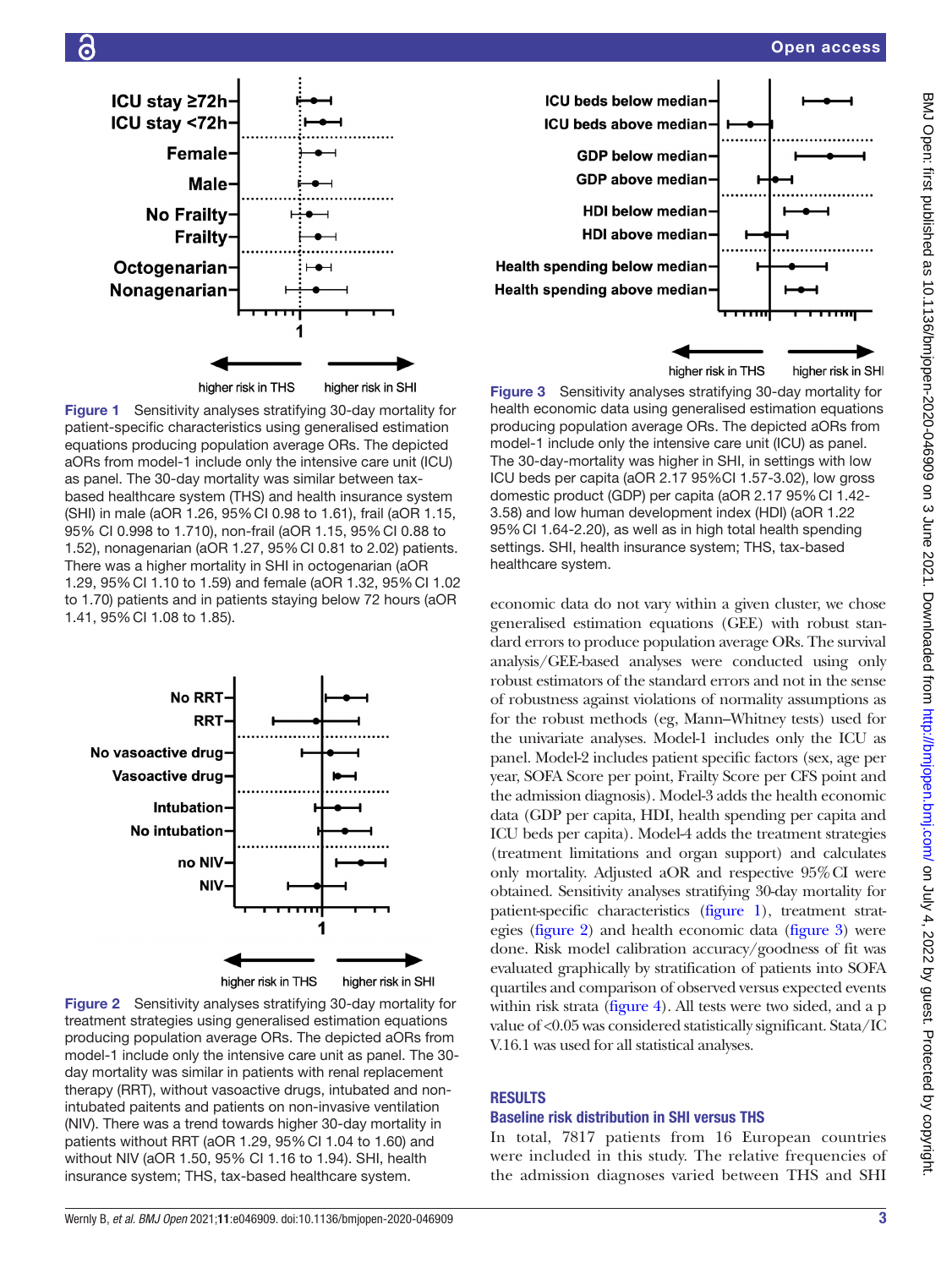Figure 1 Sensitivity analyses stratifying 30-day mortality for patient-specific characteristics using generalised estimation equations producing population average ORs. The depicted aORs from model-1 include only the intensive care unit (ICU) as panel. The 30-day mortality was similar between tax-based healthcare system (THS) and health insurance system (SHI) in male (aOR 1.26, 95% CI 0.98 to 1.61), frail (aOR 1.15, 95% CI 0.998 to 1.710), non-frail (aOR 1.15, 95% CI 0.88 to 1.52), nonagenarian (aOR 1.27, 95% CI 0.81 to 2.02) patients. There was a higher mortality in SHI in octogenarian (aOR 1.29, 95% CI 1.10 to 1.59) and female (aOR 1.32, 95% CI 1.02 to 1.70) patients and in patients staying below 72 hours (aOR 1.41, 95% CI 1.08 to 1.85).

Figure 2 Sensitivity analyses stratifying 30-day mortality for treatment strategies using generalised estimation equations producing population average ORs. The depicted aORs from model-1 include only the intensive care unit as panel. The 30-day mortality was similar in patients with renal replacement therapy (RRT), without vasoactive drugs, intubated and non-intubated paitents and patients on non-invasive ventilation (NIV). There was a trend towards higher 30-day mortality in patients without RRT (aOR 1.29, 95% CI 1.04 to 1.60) and without NIV (aOR 1.50, 95% CI 1.16 to 1.94). SHI, health insurance system; THS, tax-based healthcare system.

Figure 3 Sensitivity analyses stratifying 30-day mortality for health economic data using generalised estimation equations producing population average ORs. The depicted aORs from model-1 include only the intensive care unit (ICU) as panel. The 30-day-mortality was higher in SHI, in settings with low ICU beds per capita (aOR 2.17 95%CI 1.57-3.02), low gross domestic product (GDP) per capita (aOR 2.17 95% CI 1.42-3.58) and low human development index (HDI) (aOR 1.22 95% CI 1.64-2.20), as well as in high total health spending settings. SHI, health insurance system; THS, tax-based healthcare system.

economic data do not vary within a given cluster, we chose generalised estimation equations (GEE) with robust standard errors to produce population average ORs. The survival analysis/GEE-based analyses were conducted using only robust estimators of the standard errors and not in the sense of robustness against violations of normality assumptions as for the robust methods (eg, Mann–Whitney tests) used for the univariate analyses. Model-1 includes only the ICU as panel. Model-2 includes patient specific factors (sex, age per year, SOFA Score per point, Frailty Score per CFS point and the admission diagnosis). Model-3 adds the health economic data (GDP per capita, HDI, health spending per capita and ICU beds per capita). Model-4 adds the treatment strategies (treatment limitations and organ support) and calculates only mortality. Adjusted aOR and respective 95% CI were obtained. Sensitivity analyses stratifying 30-day mortality for patient-specific characteristics (figure 1), treatment strategies (figure 2) and health economic data (figure 3) were done. Risk model calibration accuracy/goodness of fit was evaluated graphically by stratification of patients into SOFA quartiles and comparison of observed versus expected events within risk strata (figure 4). All tests were two sided, and a p value of <0.05 was considered statistically significant. Stata/IC V.16.1 was used for all statistical analyses.

## RESULTS

### Baseline risk distribution in SHI versus THS

In total, 7817 patients from 16 European countries were included in this study. The relative frequencies of the admission diagnoses varied between THS and SHI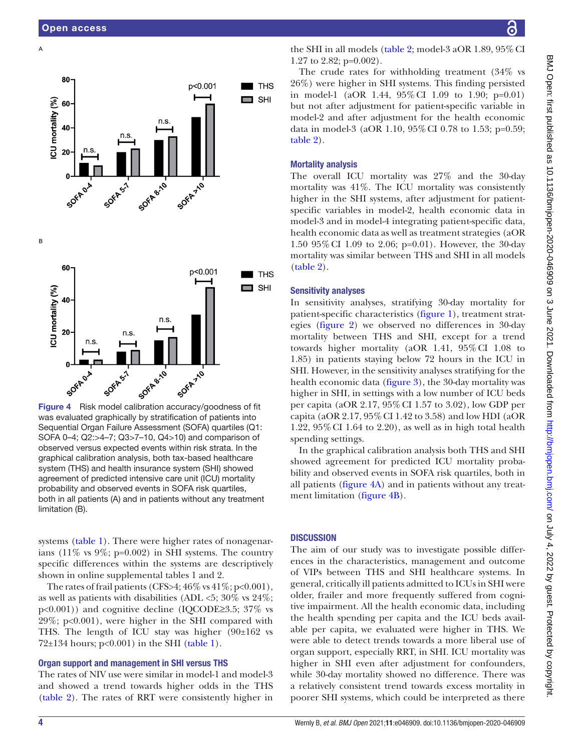Figure 4 Risk model calibration accuracy/goodness of fit was evaluated graphically by stratification of patients into Sequential Organ Failure Assessment (SOFA) quartiles (Q1: SOFA 0–4; Q2:>4–7; Q3>7–10, Q4>10) and comparison of observed versus expected events within risk strata. In the graphical calibration analysis, both tax-based healthcare system (THS) and health insurance system (SHI) showed agreement of predicted intensive care unit (ICU) mortality probability and observed events in SOFA risk quartiles, both in all patients (A) and in patients without any treatment limitation (B).

systems (table 1). There were higher rates of nonagenarians (11% vs 9%; p=0.002) in SHI systems. The country specific differences within the systems are descriptively shown in online supplemental tables 1 and 2.

The rates of frail patients (CFS>4; 46% vs 41%; p<0.001), as well as patients with disabilities (ADL <5; 30% vs 24%; p<0.001)) and cognitive decline (IQCODE≥3.5; 37% vs 29%; p<0.001), were higher in the SHI compared with THS. The length of ICU stay was higher (90±162 vs 72±134 hours; p<0.001) in the SHI (table 1).

### Organ support and management in SHI versus THS

The rates of NIV use were similar in model-1 and model-3 and showed a trend towards higher odds in the THS (table 2). The rates of RRT were consistently higher in the SHI in all models (table 2; model-3 aOR 1.89, 95% CI 1.27 to 2.82; p=0.002).

The crude rates for withholding treatment (34% vs 26%) were higher in SHI systems. This finding persisted in model-1 (aOR 1.44, 95% CI 1.09 to 1.90; p=0.01) but not after adjustment for patient-specific variable in model-2 and after adjustment for the health economic data in model-3 (aOR 1.10, 95% CI 0.78 to 1.53; p=0.59; table 2).

### Mortality analysis

The overall ICU mortality was 27% and the 30-day mortality was 41%. The ICU mortality was consistently higher in the SHI systems, after adjustment for patient-specific variables in model-2, health economic data in model-3 and in model-4 integrating patient-specific data, health economic data as well as treatment strategies (aOR 1.50 95% CI 1.09 to 2.06; p=0.01). However, the 30-day mortality was similar between THS and SHI in all models (table 2).

### Sensitivity analyses

In sensitivity analyses, stratifying 30-day mortality for patient-specific characteristics (figure 1), treatment strategies (figure 2) we observed no differences in 30-day mortality between THS and SHI, except for a trend towards higher mortality (aOR 1.41, 95% CI 1.08 to 1.85) in patients staying below 72 hours in the ICU in SHI. However, in the sensitivity analyses stratifying for the health economic data (figure 3), the 30-day mortality was higher in SHI, in settings with a low number of ICU beds per capita (aOR 2.17, 95% CI 1.57 to 3.02), low GDP per capita (aOR 2.17, 95% CI 1.42 to 3.58) and low HDI (aOR 1.22, 95% CI 1.64 to 2.20), as well as in high total health spending settings.

In the graphical calibration analysis both THS and SHI showed agreement for predicted ICU mortality probability and observed events in SOFA risk quartiles, both in all patients (figure 4A) and in patients without any treatment limitation (figure 4B).

## DISCUSSION

The aim of our study was to investigate possible differences in the characteristics, management and outcome of VIPs between THS and SHI healthcare systems. In general, critically ill patients admitted to ICUs in SHI were older, frailer and more frequently suffered from cognitive impairment. All the health economic data, including the health spending per capita and the ICU beds available per capita, we evaluated were higher in THS. We were able to detect trends towards a more liberal use of organ support, especially RRT, in SHI. ICU mortality was higher in SHI even after adjustment for confounders, while 30-day mortality showed no difference. There was a relatively consistent trend towards excess mortality in poorer SHI systems, which could be interpreted as there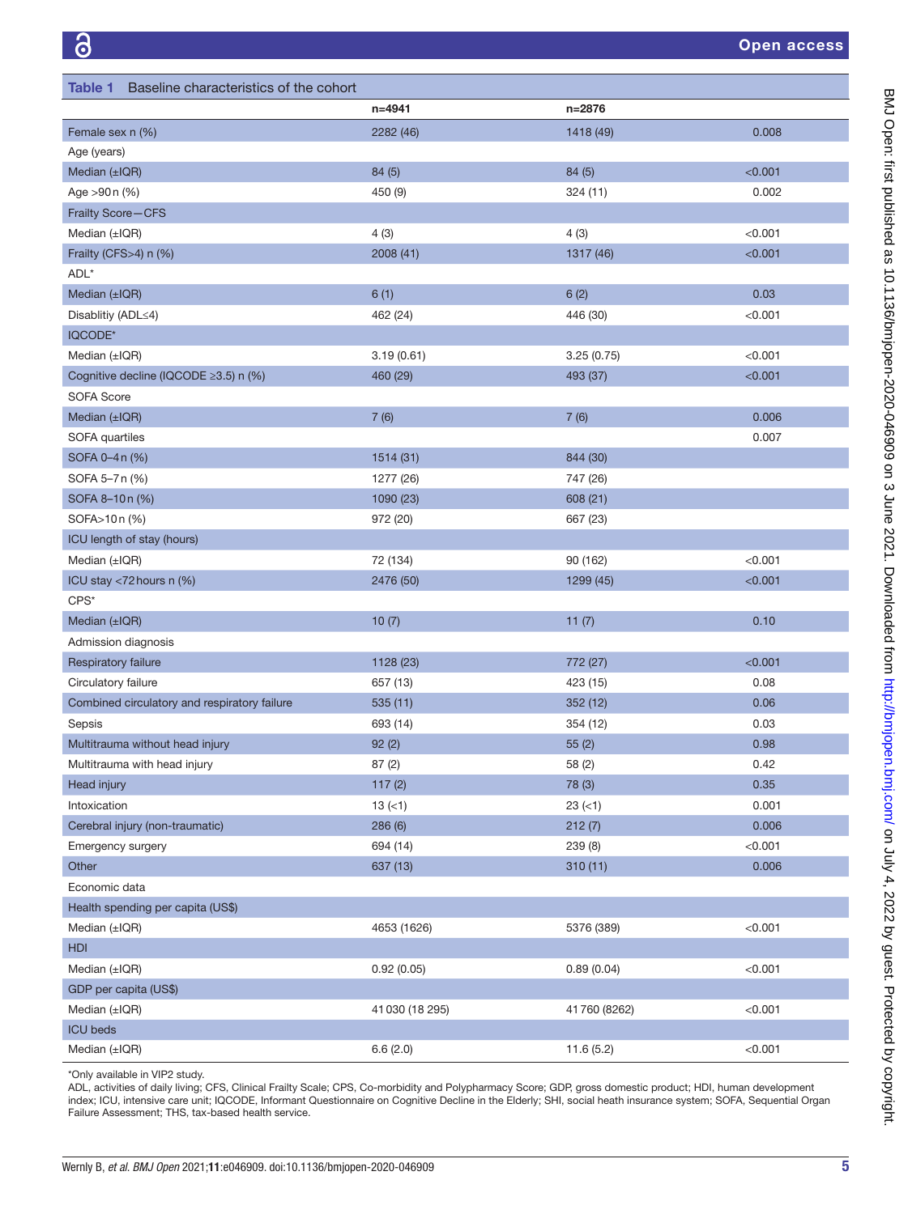**Table 1** Baseline characteristics of the cohort

| | n=4941 | n=2876 | |
|---|---|---|---|
| Female sex n (%) | 2282 (46) | 1418 (49) | 0.008 |
| Age (years) | | | |
| Median (±IQR) | 84 (5) | 84 (5) | <0.001 |
| Age >90 n (%) | 450 (9) | 324 (11) | 0.002 |
| Frailty Score—CFS | | | |
| Median (±IQR) | 4 (3) | 4 (3) | <0.001 |
| Frailty (CFS>4) n (%) | 2008 (41) | 1317 (46) | <0.001 |
| ADL* | | | |
| Median (±IQR) | 6 (1) | 6 (2) | 0.03 |
| Disablitiy (ADL≤4) | 462 (24) | 446 (30) | <0.001 |
| IQCODE* | | | |
| Median (±IQR) | 3.19 (0.61) | 3.25 (0.75) | <0.001 |
| Cognitive decline (IQCODE ≥3.5) n (%) | 460 (29) | 493 (37) | <0.001 |
| SOFA Score | | | |
| Median (±IQR) | 7 (6) | 7 (6) | 0.006 |
| SOFA quartiles | | | 0.007 |
| SOFA 0–4 n (%) | 1514 (31) | 844 (30) | |
| SOFA 5–7 n (%) | 1277 (26) | 747 (26) | |
| SOFA 8–10 n (%) | 1090 (23) | 608 (21) | |
| SOFA>10 n (%) | 972 (20) | 667 (23) | |
| ICU length of stay (hours) | | | |
| Median (±IQR) | 72 (134) | 90 (162) | <0.001 |
| ICU stay <72 hours n (%) | 2476 (50) | 1299 (45) | <0.001 |
| CPS* | | | |
| Median (±IQR) | 10 (7) | 11 (7) | 0.10 |
| Admission diagnosis | | | |
| Respiratory failure | 1128 (23) | 772 (27) | <0.001 |
| Circulatory failure | 657 (13) | 423 (15) | 0.08 |
| Combined circulatory and respiratory failure | 535 (11) | 352 (12) | 0.06 |
| Sepsis | 693 (14) | 354 (12) | 0.03 |
| Multitrauma without head injury | 92 (2) | 55 (2) | 0.98 |
| Multitrauma with head injury | 87 (2) | 58 (2) | 0.42 |
| Head injury | 117 (2) | 78 (3) | 0.35 |
| Intoxication | 13 (<1) | 23 (<1) | 0.001 |
| Cerebral injury (non-traumatic) | 286 (6) | 212 (7) | 0.006 |
| Emergency surgery | 694 (14) | 239 (8) | <0.001 |
| Other | 637 (13) | 310 (11) | 0.006 |
| Economic data | | | |
| Health spending per capita (US$) | | | |
| Median (±IQR) | 4653 (1626) | 5376 (389) | <0.001 |
| HDI | | | |
| Median (±IQR) | 0.92 (0.05) | 0.89 (0.04) | <0.001 |
| GDP per capita (US$) | | | |
| Median (±IQR) | 41 030 (18 295) | 41 760 (8262) | <0.001 |
| ICU beds | | | |
| Median (±IQR) | 6.6 (2.0) | 11.6 (5.2) | <0.001 |

*Only available in VIP2 study.
ADL, activities of daily living; CFS, Clinical Frailty Scale; CPS, Co-morbidity and Polypharmacy Score; GDP, gross domestic product; HDI, human development index; ICU, intensive care unit; IQCODE, Informant Questionnaire on Cognitive Decline in the Elderly; SHI, social heath insurance system; SOFA, Sequential Organ Failure Assessment; THS, tax-based health service.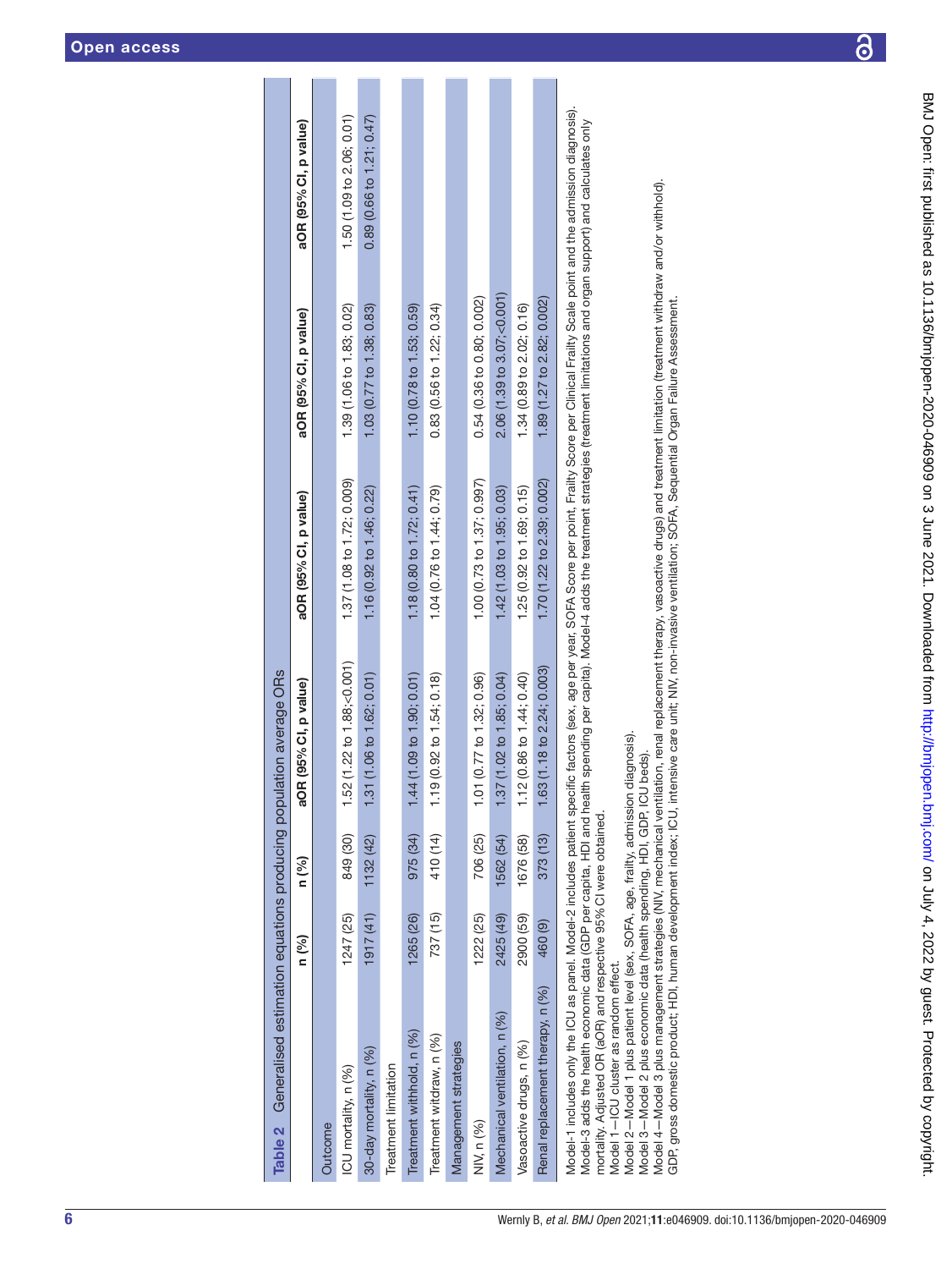**Table 2** Generalised estimation equations producing population average ORs

| | n (%) | n (%) | aOR (95% CI, p value) | aOR (95% CI, p value) | aOR (95% CI, p value) | aOR (95% CI, p value) |
|---|---|---|---|---|---|---|
| Outcome | | | | | | |
| ICU mortality, n (%) | 1247 (25) | 849 (30) | 1.52 (1.22 to 1.88; <0.001) | 1.37 (1.08 to 1.72; 0.009) | 1.39 (1.06 to 1.83; 0.02) | 1.50 (1.09 to 2.06; 0.01) |
| 30-day mortality, n (%) | 1917 (41) | 1132 (42) | 1.31 (1.06 to 1.62; 0.01) | 1.16 (0.92 to 1.46; 0.22) | 1.03 (0.77 to 1.38; 0.83) | 0.89 (0.66 to 1.21; 0.47) |
| Treatment limitation | | | | | | |
| Treatment withhold, n (%) | 1265 (26) | 975 (34) | 1.44 (1.09 to 1.90; 0.01) | 1.18 (0.80 to 1.72; 0.41) | 1.10 (0.78 to 1.53; 0.59) | |
| Treatment witdraw, n (%) | 737 (15) | 410 (14) | 1.19 (0.92 to 1.54; 0.18) | 1.04 (0.76 to 1.44; 0.79) | 0.83 (0.56 to 1.22; 0.34) | |
| Management strategies | | | | | | |
| NIV, n (%) | 1222 (25) | 706 (25) | 1.01 (0.77 to 1.32; 0.96) | 1.00 (0.73 to 1.37; 0.997) | 0.54 (0.36 to 0.80; 0.002) | |
| Mechanical ventilation, n (%) | 2425 (49) | 1562 (54) | 1.37 (1.02 to 1.85; 0.04) | 1.42 (1.03 to 1.95; 0.03) | 2.06 (1.39 to 3.07; <0.001) | |
| Vasoactive drugs, n (%) | 2900 (59) | 1676 (58) | 1.12 (0.86 to 1.44; 0.40) | 1.25 (0.92 to 1.69; 0.15) | 1.34 (0.89 to 2.02; 0.16) | |
| Renal replacement therapy, n (%) | 460 (9) | 373 (13) | 1.63 (1.18 to 2.24; 0.003) | 1.70 (1.22 to 2.39; 0.002) | 1.89 (1.27 to 2.82; 0.002) | |

Model-1 includes only the ICU as panel. Model-2 includes patient specific factors (sex, age per year, SOFA Score per point, Frailty Score per Clinical Frailty Scale point and the admission diagnosis). Model-3 adds the health economic data (GDP per capita, HDI and health spending per capita). Model-4 adds the treatment strategies (treatment limitations and organ support) and calculates only mortality. Adjusted OR (aOR) and respective 95% CI were obtained.
Model 1—ICU cluster as random effect.
Model 2—Model 1 plus patient level (sex, SOFA, age, frailty, admission diagnosis).
Model 3—Model 2 plus economic data (health spending, HDI, GDP, ICU beds).
Model 4—Model 3 plus management strategies (NIV, mechanical ventilation, renal replacement therapy, vasoactive drugs) and treatment limitation (treatment withdraw and/or withhold).
GDP, gross domestic product; HDI, human development index; ICU, intensive care unit; NIV, non-invasive ventilation; SOFA, Sequential Organ Failure Assessment.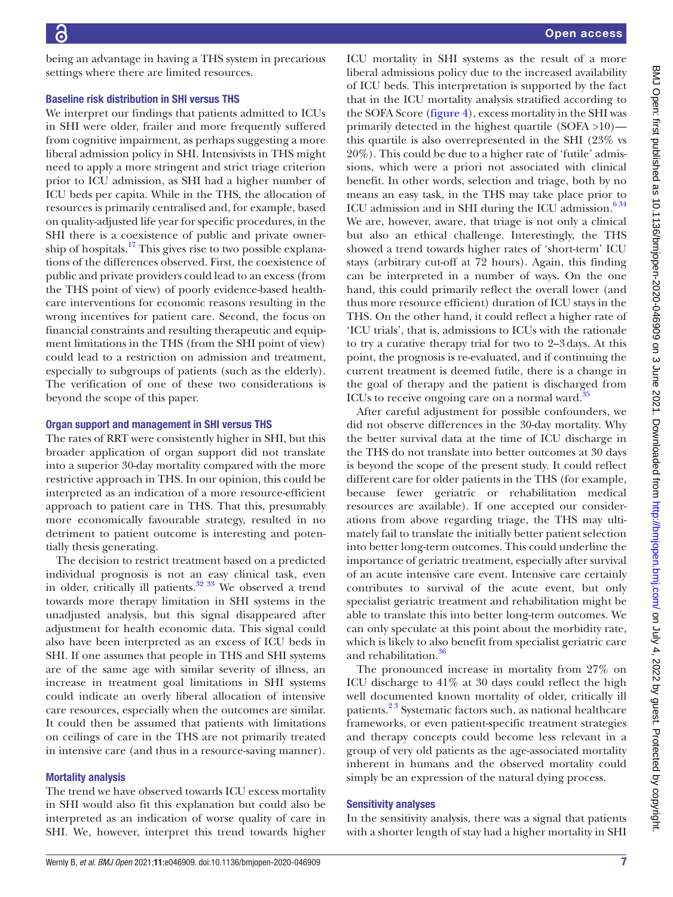being an advantage in having a THS system in precarious settings where there are limited resources.

### Baseline risk distribution in SHI versus THS

We interpret our findings that patients admitted to ICUs in SHI were older, frailer and more frequently suffered from cognitive impairment, as perhaps suggesting a more liberal admission policy in SHI. Intensivists in THS might need to apply a more stringent and strict triage criterion prior to ICU admission, as SHI had a higher number of ICU beds per capita. While in the THS, the allocation of resources is primarily centralised and, for example, based on quality-adjusted life year for specific procedures, in the SHI there is a coexistence of public and private ownership of hospitals.[17] This gives rise to two possible explanations of the differences observed. First, the coexistence of public and private providers could lead to an excess (from the THS point of view) of poorly evidence-based healthcare interventions for economic reasons resulting in the wrong incentives for patient care. Second, the focus on financial constraints and resulting therapeutic and equipment limitations in the THS (from the SHI point of view) could lead to a restriction on admission and treatment, especially to subgroups of patients (such as the elderly). The verification of one of these two considerations is beyond the scope of this paper.

### Organ support and management in SHI versus THS

The rates of RRT were consistently higher in SHI, but this broader application of organ support did not translate into a superior 30-day mortality compared with the more restrictive approach in THS. In our opinion, this could be interpreted as an indication of a more resource-efficient approach to patient care in THS. That this, presumably more economically favourable strategy, resulted in no detriment to patient outcome is interesting and potentially thesis generating.

The decision to restrict treatment based on a predicted individual prognosis is not an easy clinical task, even in older, critically ill patients.[32 33] We observed a trend towards more therapy limitation in SHI systems in the unadjusted analysis, but this signal disappeared after adjustment for health economic data. This signal could also have been interpreted as an excess of ICU beds in SHI. If one assumes that people in THS and SHI systems are of the same age with similar severity of illness, an increase in treatment goal limitations in SHI systems could indicate an overly liberal allocation of intensive care resources, especially when the outcomes are similar. It could then be assumed that patients with limitations on ceilings of care in the THS are not primarily treated in intensive care (and thus in a resource-saving manner).

### Mortality analysis

The trend we have observed towards ICU excess mortality in SHI would also fit this explanation but could also be interpreted as an indication of worse quality of care in SHI. We, however, interpret this trend towards higher ICU mortality in SHI systems as the result of a more liberal admissions policy due to the increased availability of ICU beds. This interpretation is supported by the fact that in the ICU mortality analysis stratified according to the SOFA Score (figure 4), excess mortality in the SHI was primarily detected in the highest quartile (SOFA >10)—this quartile is also overrepresented in the SHI (23% vs 20%). This could be due to a higher rate of 'futile' admissions, which were a priori not associated with clinical benefit. In other words, selection and triage, both by no means an easy task, in the THS may take place prior to ICU admission and in SHI during the ICU admission.[6 34] We are, however, aware, that triage is not only a clinical but also an ethical challenge. Interestingly, the THS showed a trend towards higher rates of 'short-term' ICU stays (arbitrary cut-off at 72 hours). Again, this finding can be interpreted in a number of ways. On the one hand, this could primarily reflect the overall lower (and thus more resource efficient) duration of ICU stays in the THS. On the other hand, it could reflect a higher rate of 'ICU trials', that is, admissions to ICUs with the rationale to try a curative therapy trial for two to 2–3 days. At this point, the prognosis is re-evaluated, and if continuing the current treatment is deemed futile, there is a change in the goal of therapy and the patient is discharged from ICUs to receive ongoing care on a normal ward.[35]

After careful adjustment for possible confounders, we did not observe differences in the 30-day mortality. Why the better survival data at the time of ICU discharge in the THS do not translate into better outcomes at 30 days is beyond the scope of the present study. It could reflect different care for older patients in the THS (for example, because fewer geriatric or rehabilitation medical resources are available). If one accepted our considerations from above regarding triage, the THS may ultimately fail to translate the initially better patient selection into better long-term outcomes. This could underline the importance of geriatric treatment, especially after survival of an acute intensive care event. Intensive care certainly contributes to survival of the acute event, but only specialist geriatric treatment and rehabilitation might be able to translate this into better long-term outcomes. We can only speculate at this point about the morbidity rate, which is likely to also benefit from specialist geriatric care and rehabilitation.[36]

The pronounced increase in mortality from 27% on ICU discharge to 41% at 30 days could reflect the high well documented known mortality of older, critically ill patients.[2 3] Systematic factors such, as national healthcare frameworks, or even patient-specific treatment strategies and therapy concepts could become less relevant in a group of very old patients as the age-associated mortality inherent in humans and the observed mortality could simply be an expression of the natural dying process.

### Sensitivity analyses

In the sensitivity analysis, there was a signal that patients with a shorter length of stay had a higher mortality in SHI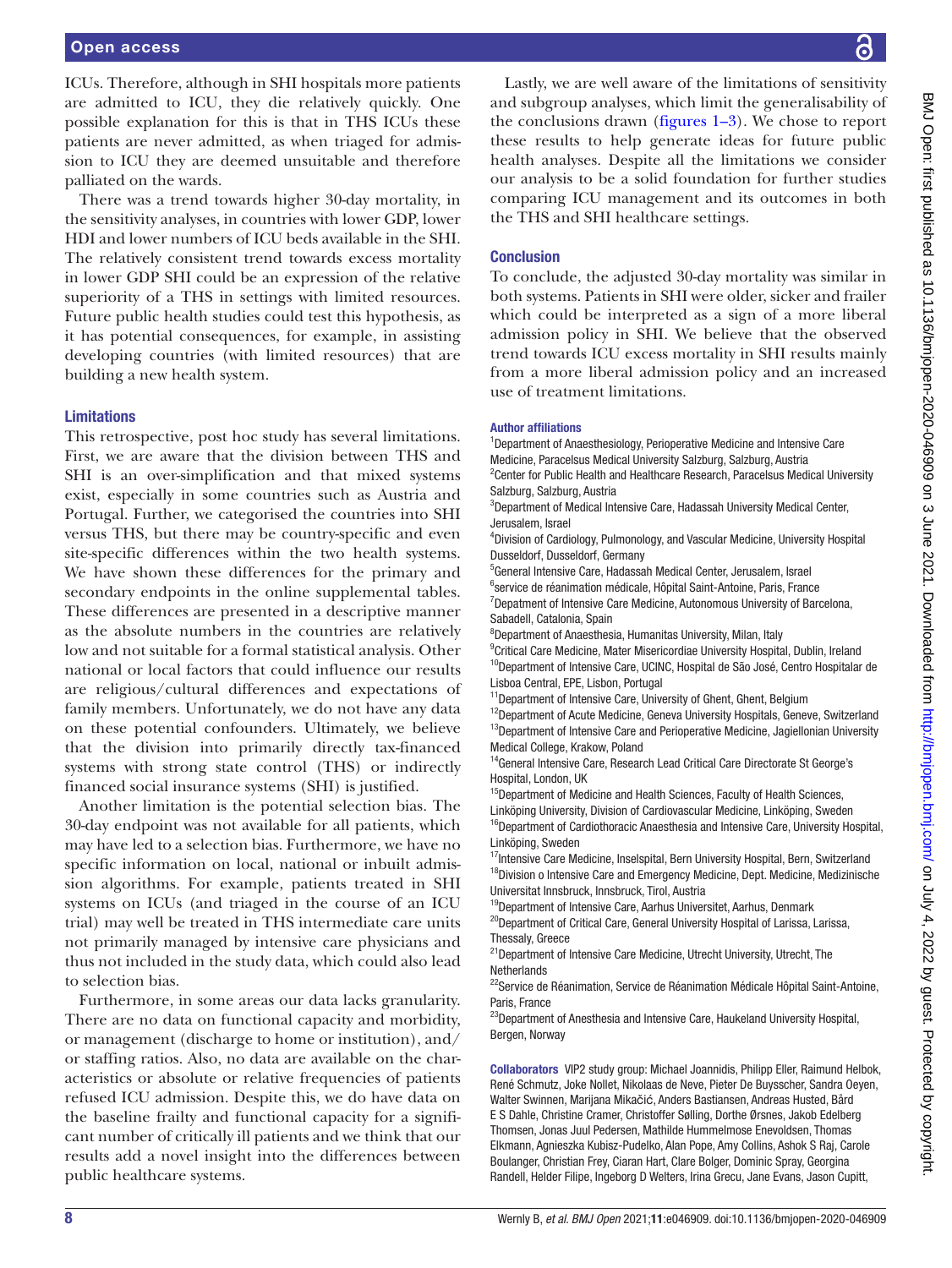ICUs. Therefore, although in SHI hospitals more patients are admitted to ICU, they die relatively quickly. One possible explanation for this is that in THS ICUs these patients are never admitted, as when triaged for admission to ICU they are deemed unsuitable and therefore palliated on the wards.

There was a trend towards higher 30-day mortality, in the sensitivity analyses, in countries with lower GDP, lower HDI and lower numbers of ICU beds available in the SHI. The relatively consistent trend towards excess mortality in lower GDP SHI could be an expression of the relative superiority of a THS in settings with limited resources. Future public health studies could test this hypothesis, as it has potential consequences, for example, in assisting developing countries (with limited resources) that are building a new health system.

### Limitations

This retrospective, post hoc study has several limitations. First, we are aware that the division between THS and SHI is an over-simplification and that mixed systems exist, especially in some countries such as Austria and Portugal. Further, we categorised the countries into SHI versus THS, but there may be country-specific and even site-specific differences within the two health systems. We have shown these differences for the primary and secondary endpoints in the online supplemental tables. These differences are presented in a descriptive manner as the absolute numbers in the countries are relatively low and not suitable for a formal statistical analysis. Other national or local factors that could influence our results are religious/cultural differences and expectations of family members. Unfortunately, we do not have any data on these potential confounders. Ultimately, we believe that the division into primarily directly tax-financed systems with strong state control (THS) or indirectly financed social insurance systems (SHI) is justified.

Another limitation is the potential selection bias. The 30-day endpoint was not available for all patients, which may have led to a selection bias. Furthermore, we have no specific information on local, national or inbuilt admission algorithms. For example, patients treated in SHI systems on ICUs (and triaged in the course of an ICU trial) may well be treated in THS intermediate care units not primarily managed by intensive care physicians and thus not included in the study data, which could also lead to selection bias.

Furthermore, in some areas our data lacks granularity. There are no data on functional capacity and morbidity, or management (discharge to home or institution), and/or staffing ratios. Also, no data are available on the characteristics or absolute or relative frequencies of patients refused ICU admission. Despite this, we do have data on the baseline frailty and functional capacity for a significant number of critically ill patients and we think that our results add a novel insight into the differences between public healthcare systems.

Lastly, we are well aware of the limitations of sensitivity and subgroup analyses, which limit the generalisability of the conclusions drawn (figures 1–3). We chose to report these results to help generate ideas for future public health analyses. Despite all the limitations we consider our analysis to be a solid foundation for further studies comparing ICU management and its outcomes in both the THS and SHI healthcare settings.

## Conclusion

To conclude, the adjusted 30-day mortality was similar in both systems. Patients in SHI were older, sicker and frailer which could be interpreted as a sign of a more liberal admission policy in SHI. We believe that the observed trend towards ICU excess mortality in SHI results mainly from a more liberal admission policy and an increased use of treatment limitations.

#### Author affiliations

[1]Department of Anaesthesiology, Perioperative Medicine and Intensive Care Medicine, Paracelsus Medical University Salzburg, Salzburg, Austria
[2]Center for Public Health and Healthcare Research, Paracelsus Medical University Salzburg, Salzburg, Austria
[3]Department of Medical Intensive Care, Hadassah University Medical Center, Jerusalem, Israel
[4]Division of Cardiology, Pulmonology, and Vascular Medicine, University Hospital Dusseldorf, Dusseldorf, Germany
[5]General Intensive Care, Hadassah Medical Center, Jerusalem, Israel
[6]service de réanimation médicale, Hôpital Saint-Antoine, Paris, France
[7]Depatment of Intensive Care Medicine, Autonomous University of Barcelona, Sabadell, Catalonia, Spain
[8]Department of Anaesthesia, Humanitas University, Milan, Italy
[9]Critical Care Medicine, Mater Misericordiae University Hospital, Dublin, Ireland
[10]Department of Intensive Care, UCINC, Hospital de São José, Centro Hospitalar de Lisboa Central, EPE, Lisbon, Portugal
[11]Department of Intensive Care, University of Ghent, Ghent, Belgium
[12]Department of Acute Medicine, Geneva University Hospitals, Geneve, Switzerland
[13]Department of Intensive Care and Perioperative Medicine, Jagiellonian University Medical College, Krakow, Poland
[14]General Intensive Care, Research Lead Critical Care Directorate St George's Hospital, London, UK
[15]Department of Medicine and Health Sciences, Faculty of Health Sciences, Linköping University, Division of Cardiovascular Medicine, Linköping, Sweden
[16]Department of Cardiothoracic Anaesthesia and Intensive Care, University Hospital, Linköping, Sweden
[17]Intensive Care Medicine, Inselspital, Bern University Hospital, Bern, Switzerland
[18]Division o Intensive Care and Emergency Medicine, Dept. Medicine, Medizinische Universitat Innsbruck, Innsbruck, Tirol, Austria
[19]Department of Intensive Care, Aarhus Universitet, Aarhus, Denmark
[20]Department of Critical Care, General University Hospital of Larissa, Larissa, Thessaly, Greece
[21]Department of Intensive Care Medicine, Utrecht University, Utrecht, The Netherlands
[22]Service de Réanimation, Service de Réanimation Médicale Hôpital Saint-Antoine, Paris, France
[23]Department of Anesthesia and Intensive Care, Haukeland University Hospital, Bergen, Norway

**Collaborators** VIP2 study group: Michael Joannidis, Philipp Eller, Raimund Helbok, René Schmutz, Joke Nollet, Nikolaas de Neve, Pieter De Buysscher, Sandra Oeyen, Walter Swinnen, Marijana Mikačić, Anders Bastiansen, Andreas Husted, Bård E S Dahle, Christine Cramer, Christoffer Sølling, Dorthe Ørsnes, Jakob Edelberg Thomsen, Jonas Juul Pedersen, Mathilde Hummelmose Enevoldsen, Thomas Elkmann, Agnieszka Kubisz-Pudelko, Alan Pope, Amy Collins, Ashok S Raj, Carole Boulanger, Christian Frey, Ciaran Hart, Clare Bolger, Dominic Spray, Georgina Randell, Helder Filipe, Ingeborg D Welters, Irina Grecu, Jane Evans, Jason Cupitt,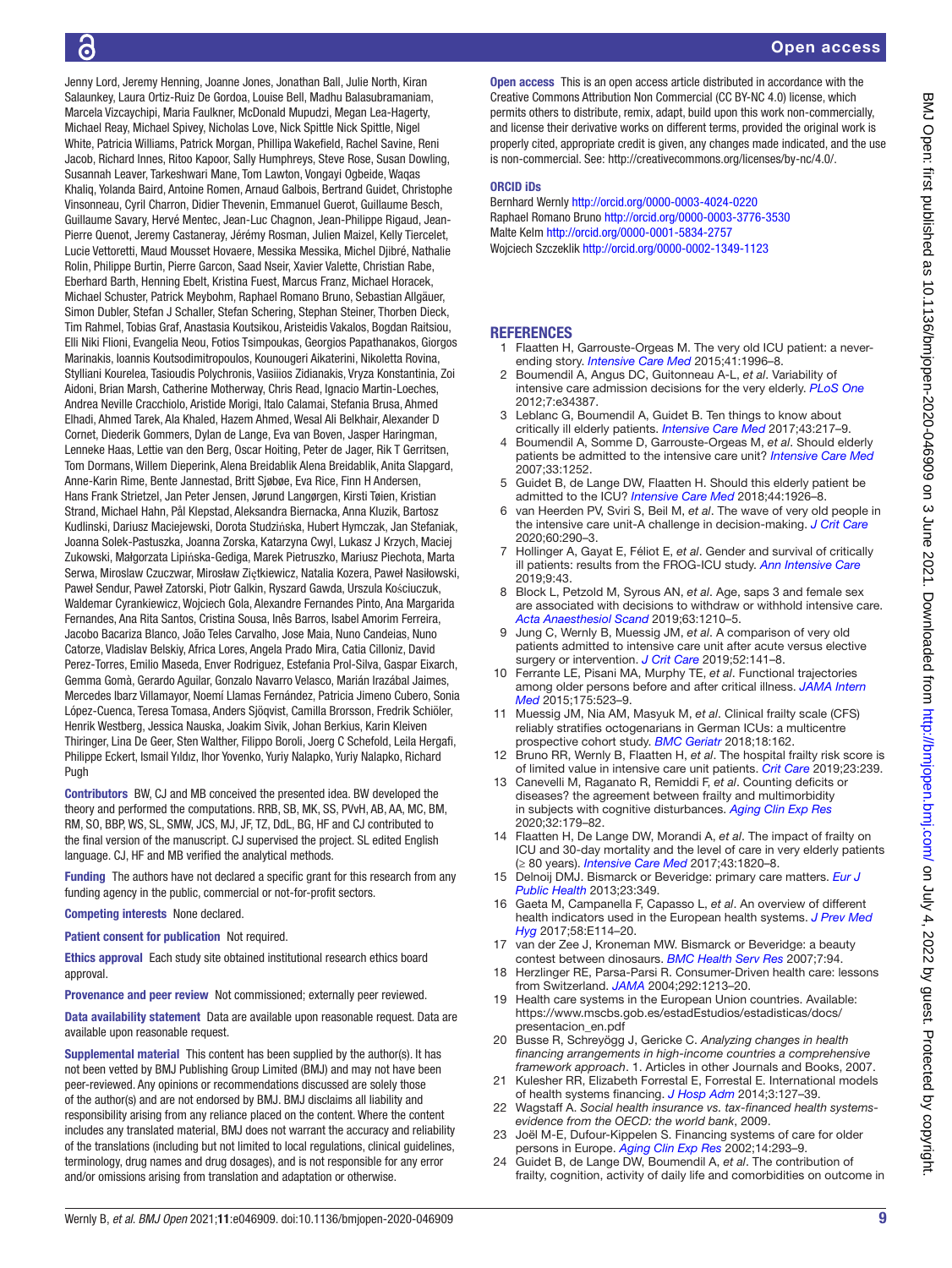Jenny Lord, Jeremy Henning, Joanne Jones, Jonathan Ball, Julie North, Kiran Salaunkey, Laura Ortiz-Ruiz De Gordoa, Louise Bell, Madhu Balasubramaniam, Marcela Vizcaychipi, Maria Faulkner, McDonald Mupudzi, Megan Lea-Hagerty, Michael Reay, Michael Spivey, Nicholas Love, Nick Spittle Nick Spittle, Nigel White, Patricia Williams, Patrick Morgan, Phillipa Wakefield, Rachel Savine, Reni Jacob, Richard Innes, Ritoo Kapoor, Sally Humphreys, Steve Rose, Susan Dowling, Susannah Leaver, Tarkeshwari Mane, Tom Lawton, Vongayi Ogbeide, Waqas Khaliq, Yolanda Baird, Antoine Romen, Arnaud Galbois, Bertrand Guidet, Christophe Vinsonneau, Cyril Charron, Didier Thevenin, Emmanuel Guerot, Guillaume Besch, Guillaume Savary, Hervé Mentec, Jean-Luc Chagnon, Jean-Philippe Rigaud, Jean-Pierre Quenot, Jeremy Castaneray, Jérémy Rosman, Julien Maizel, Kelly Tiercelet, Lucie Vettoretti, Maud Mousset Hovaere, Messika Messika, Michel Djibré, Nathalie Rolin, Philippe Burtin, Pierre Garcon, Saad Nseir, Xavier Valette, Christian Rabe, Eberhard Barth, Henning Ebelt, Kristina Fuest, Marcus Franz, Michael Horacek, Michael Schuster, Patrick Meybohm, Raphael Romano Bruno, Sebastian Allgäuer, Simon Dubler, Stefan J Schaller, Stefan Schering, Stephan Steiner, Thorben Dieck, Tim Rahmel, Tobias Graf, Anastasia Koutsikou, Aristeidis Vakalos, Bogdan Raitsiou, Elli Niki Flioni, Evangelia Neou, Fotios Tsimpoukas, Georgios Papathanakos, Giorgos Marinakis, Ioannis Koutsodimitropoulos, Kounougeri Aikaterini, Nikoletta Rovina, Stylliani Kourelea, Tasioudis Polychronis, Vasiiios Zidianakis, Vryza Konstantinia, Zoi Aidoni, Brian Marsh, Catherine Motherway, Chris Read, Ignacio Martin-Loeches, Andrea Neville Cracchiolo, Aristide Morigi, Italo Calamai, Stefania Brusa, Ahmed Elhadi, Ahmed Tarek, Ala Khaled, Hazem Ahmed, Wesal Ali Belkhair, Alexander D Cornet, Diederik Gommers, Dylan de Lange, Eva van Boven, Jasper Haringman, Lenneke Haas, Lettie van den Berg, Oscar Hoiting, Peter de Jager, Rik T Gerritsen, Tom Dormans, Willem Dieperink, Alena Breidablik Alena Breidablik, Anita Slapgard, Anne-Karin Rime, Bente Jannestad, Britt Sjøbøe, Eva Rice, Finn H Andersen, Hans Frank Strietzel, Jan Peter Jensen, Jørund Langørgen, Kirsti Tøien, Kristian Strand, Michael Hahn, Pål Klepstad, Aleksandra Biernacka, Anna Kluzik, Bartosz Kudlinski, Dariusz Maciejewski, Dorota Studzińska, Hubert Hymczak, Jan Stefaniak, Joanna Solek-Pastuszka, Joanna Zorska, Katarzyna Cwyl, Lukasz J Krzych, Maciej Zukowski, Małgorzata Lipińska-Gediga, Marek Pietruszko, Mariusz Piechota, Marta Serwa, Miroslaw Czuczwar, Mirosław Ziętkiewicz, Natalia Kozera, Paweł Nasiłowski, Paweł Sendur, Paweł Zatorski, Piotr Galkin, Ryszard Gawda, Urszula Kościuczuk, Waldemar Cyrankiewicz, Wojciech Gola, Alexandre Fernandes Pinto, Ana Margarida Fernandes, Ana Rita Santos, Cristina Sousa, Inês Barros, Isabel Amorim Ferreira, Jacobo Bacariza Blanco, João Teles Carvalho, Jose Maia, Nuno Candeias, Nuno Catorze, Vladislav Belskiy, Africa Lores, Angela Prado Mira, Catia Cilloniz, David Perez-Torres, Emilio Maseda, Enver Rodriguez, Estefania Prol-Silva, Gaspar Eixarch, Gemma Gomà, Gerardo Aguilar, Gonzalo Navarro Velasco, Marián Irazábal Jaimes, Mercedes Ibarz Villamayor, Noemí Llamas Fernández, Patricia Jimeno Cubero, Sonia López-Cuenca, Teresa Tomasa, Anders Sjöqvist, Camilla Brorsson, Fredrik Schiöler, Henrik Westberg, Jessica Nauska, Joakim Sivik, Johan Berkius, Karin Kleiven Thiringer, Lina De Geer, Sten Walther, Filippo Boroli, Joerg C Schefold, Leila Hergafi, Philippe Eckert, Ismail Yıldız, Ihor Yovenko, Yuriy Nalapko, Yuriy Nalapko, Richard Pugh

**Contributors** BW, CJ and MB conceived the presented idea. BW developed the theory and performed the computations. RRB, SB, MK, SS, PVvH, AB, AA, MC, BM, RM, SO, BBP, WS, SL, SMW, JCS, MJ, JF, TZ, DdL, BG, HF and CJ contributed to the final version of the manuscript. CJ supervised the project. SL edited English language. CJ, HF and MB verified the analytical methods.

**Funding** The authors have not declared a specific grant for this research from any funding agency in the public, commercial or not-for-profit sectors.

**Competing interests** None declared.

**Patient consent for publication** Not required.

**Ethics approval** Each study site obtained institutional research ethics board approval.

**Provenance and peer review** Not commissioned; externally peer reviewed.

**Data availability statement** Data are available upon reasonable request. Data are available upon reasonable request.

**Supplemental material** This content has been supplied by the author(s). It has not been vetted by BMJ Publishing Group Limited (BMJ) and may not have been peer-reviewed. Any opinions or recommendations discussed are solely those of the author(s) and are not endorsed by BMJ. BMJ disclaims all liability and responsibility arising from any reliance placed on the content. Where the content includes any translated material, BMJ does not warrant the accuracy and reliability of the translations (including but not limited to local regulations, clinical guidelines, terminology, drug names and drug dosages), and is not responsible for any error and/or omissions arising from translation and adaptation or otherwise.

**Open access** This is an open access article distributed in accordance with the Creative Commons Attribution Non Commercial (CC BY-NC 4.0) license, which permits others to distribute, remix, adapt, build upon this work non-commercially, and license their derivative works on different terms, provided the original work is properly cited, appropriate credit is given, any changes made indicated, and the use is non-commercial. See: http://creativecommons.org/licenses/by-nc/4.0/.

**ORCID iDs**

Bernhard Wernly http://orcid.org/0000-0003-4024-0220
Raphael Romano Bruno http://orcid.org/0000-0003-3776-3530
Malte Kelm http://orcid.org/0000-0001-5834-2757
Wojciech Szczeklik http://orcid.org/0000-0002-1349-1123

## REFERENCES

1. Flaatten H, Garrouste-Orgeas M. The very old ICU patient: a never-ending story. *Intensive Care Med* 2015;41:1996–8.
2. Boumendil A, Angus DC, Guitonneau A-L, *et al*. Variability of intensive care admission decisions for the very elderly. *PLoS One* 2012;7:e34387.
3. Leblanc G, Boumendil A, Guidet B. Ten things to know about critically ill elderly patients. *Intensive Care Med* 2017;43:217–9.
4. Boumendil A, Somme D, Garrouste-Orgeas M, *et al*. Should elderly patients be admitted to the intensive care unit? *Intensive Care Med* 2007;33:1252.
5. Guidet B, de Lange DW, Flaatten H. Should this elderly patient be admitted to the ICU? *Intensive Care Med* 2018;44:1926–8.
6. van Heerden PV, Sviri S, Beil M, *et al*. The wave of very old people in the intensive care unit-A challenge in decision-making. *J Crit Care* 2020;60:290–3.
7. Hollinger A, Gayat E, Féliot E, *et al*. Gender and survival of critically ill patients: results from the FROG-ICU study. *Ann Intensive Care* 2019;9:43.
8. Block L, Petzold M, Syrous AN, *et al*. Age, saps 3 and female sex are associated with decisions to withdraw or withhold intensive care. *Acta Anaesthesiol Scand* 2019;63:1210–5.
9. Jung C, Wernly B, Muessig JM, *et al*. A comparison of very old patients admitted to intensive care unit after acute versus elective surgery or intervention. *J Crit Care* 2019;52:141–8.
10. Ferrante LE, Pisani MA, Murphy TE, *et al*. Functional trajectories among older persons before and after critical illness. *JAMA Intern Med* 2015;175:523–9.
11. Muessig JM, Nia AM, Masyuk M, *et al*. Clinical frailty scale (CFS) reliably stratifies octogenarians in German ICUs: a multicentre prospective cohort study. *BMC Geriatr* 2018;18:162.
12. Bruno RR, Wernly B, Flaatten H, *et al*. The hospital frailty risk score is of limited value in intensive care unit patients. *Crit Care* 2019;23:239.
13. Canevelli M, Raganato R, Remiddi F, *et al*. Counting deficits or diseases? the agreement between frailty and multimorbidity in subjects with cognitive disturbances. *Aging Clin Exp Res* 2020;32:179–82.
14. Flaatten H, De Lange DW, Morandi A, *et al*. The impact of frailty on ICU and 30-day mortality and the level of care in very elderly patients (≥ 80 years). *Intensive Care Med* 2017;43:1820–8.
15. Delnoij DMJ. Bismarck or Beveridge: primary care matters. *Eur J Public Health* 2013;23:349.
16. Gaeta M, Campanella F, Capasso L, *et al*. An overview of different health indicators used in the European health systems. *J Prev Med Hyg* 2017;58:E114–20.
17. van der Zee J, Kroneman MW. Bismarck or Beveridge: a beauty contest between dinosaurs. *BMC Health Serv Res* 2007;7:94.
18. Herzlinger RE, Parsa-Parsi R. Consumer-Driven health care: lessons from Switzerland. *JAMA* 2004;292:1213–20.
19. Health care systems in the European Union countries. Available: https://www.mscbs.gob.es/estadEstudios/estadisticas/docs/presentacion_en.pdf
20. Busse R, Schreyögg J, Gericke C. *Analyzing changes in health financing arrangements in high-income countries a comprehensive framework approach*. 1. Articles in other Journals and Books, 2007.
21. Kulesher RR, Elizabeth Forrestal E, Forrestal E. International models of health systems financing. *J Hosp Adm* 2014;3:127–39.
22. Wagstaff A. *Social health insurance vs. tax-financed health systems-evidence from the OECD: the world bank*, 2009.
23. Joël M-E, Dufour-Kippelen S. Financing systems of care for older persons in Europe. *Aging Clin Exp Res* 2002;14:293–9.
24. Guidet B, de Lange DW, Boumendil A, *et al*. The contribution of frailty, cognition, activity of daily life and comorbidities on outcome in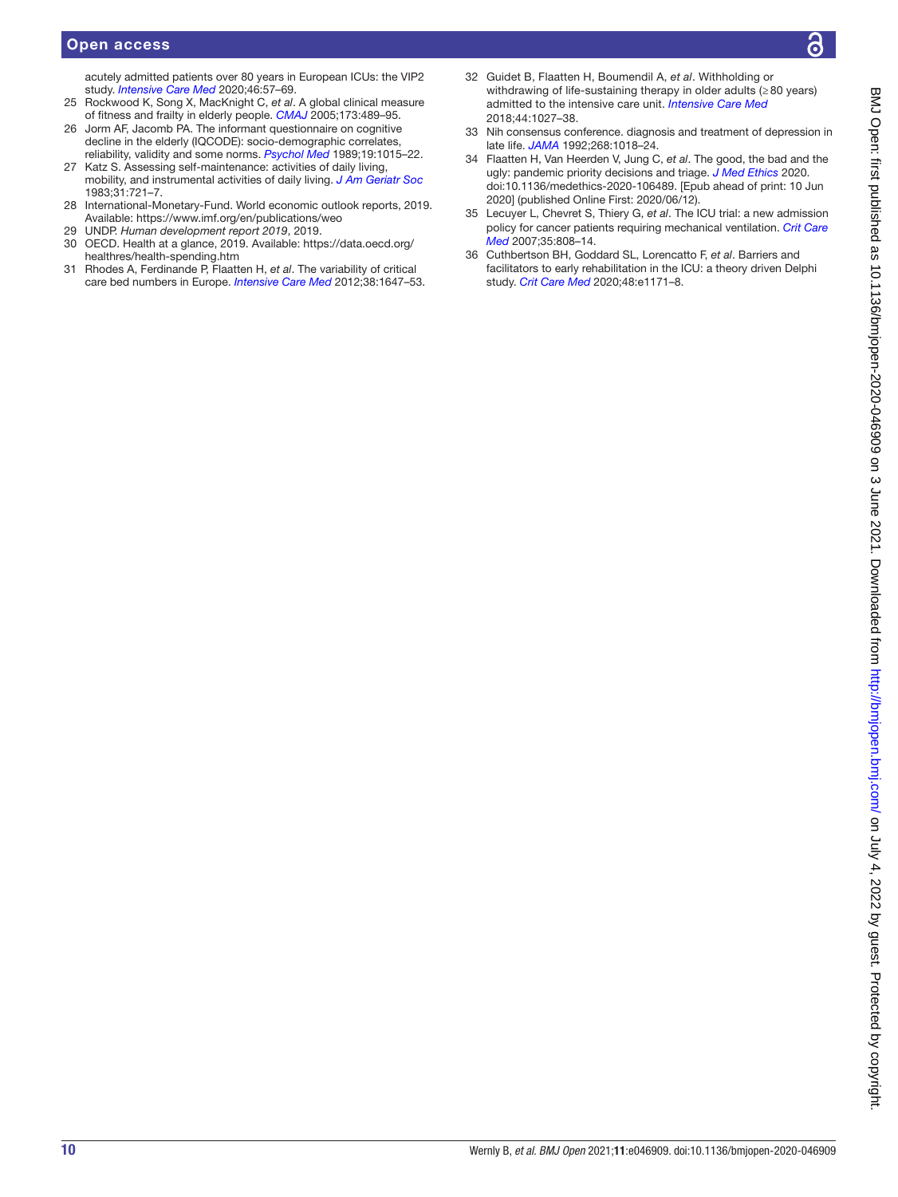acutely admitted patients over 80 years in European ICUs: the VIP2 study. *Intensive Care Med* 2020;46:57–69.

25 Rockwood K, Song X, MacKnight C, *et al*. A global clinical measure of fitness and frailty in elderly people. *CMAJ* 2005;173:489–95.

26 Jorm AF, Jacomb PA. The informant questionnaire on cognitive decline in the elderly (IQCODE): socio-demographic correlates, reliability, validity and some norms. *Psychol Med* 1989;19:1015–22.

27 Katz S. Assessing self-maintenance: activities of daily living, mobility, and instrumental activities of daily living. *J Am Geriatr Soc* 1983;31:721–7.

28 International-Monetary-Fund. World economic outlook reports, 2019. Available: https://www.imf.org/en/publications/weo

29 UNDP. *Human development report 2019*, 2019.

30 OECD. Health at a glance, 2019. Available: https://data.oecd.org/healthres/health-spending.htm

31 Rhodes A, Ferdinande P, Flaatten H, *et al*. The variability of critical care bed numbers in Europe. *Intensive Care Med* 2012;38:1647–53.

32 Guidet B, Flaatten H, Boumendil A, *et al*. Withholding or withdrawing of life-sustaining therapy in older adults (≥80 years) admitted to the intensive care unit. *Intensive Care Med* 2018;44:1027–38.

33 Nih consensus conference. diagnosis and treatment of depression in late life. *JAMA* 1992;268:1018–24.

34 Flaatten H, Van Heerden V, Jung C, *et al*. The good, the bad and the ugly: pandemic priority decisions and triage. *J Med Ethics* 2020. doi:10.1136/medethics-2020-106489. [Epub ahead of print: 10 Jun 2020] (published Online First: 2020/06/12).

35 Lecuyer L, Chevret S, Thiery G, *et al*. The ICU trial: a new admission policy for cancer patients requiring mechanical ventilation. *Crit Care Med* 2007;35:808–14.

36 Cuthbertson BH, Goddard SL, Lorencatto F, *et al*. Barriers and facilitators to early rehabilitation in the ICU: a theory driven Delphi study. *Crit Care Med* 2020;48:e1171–8.